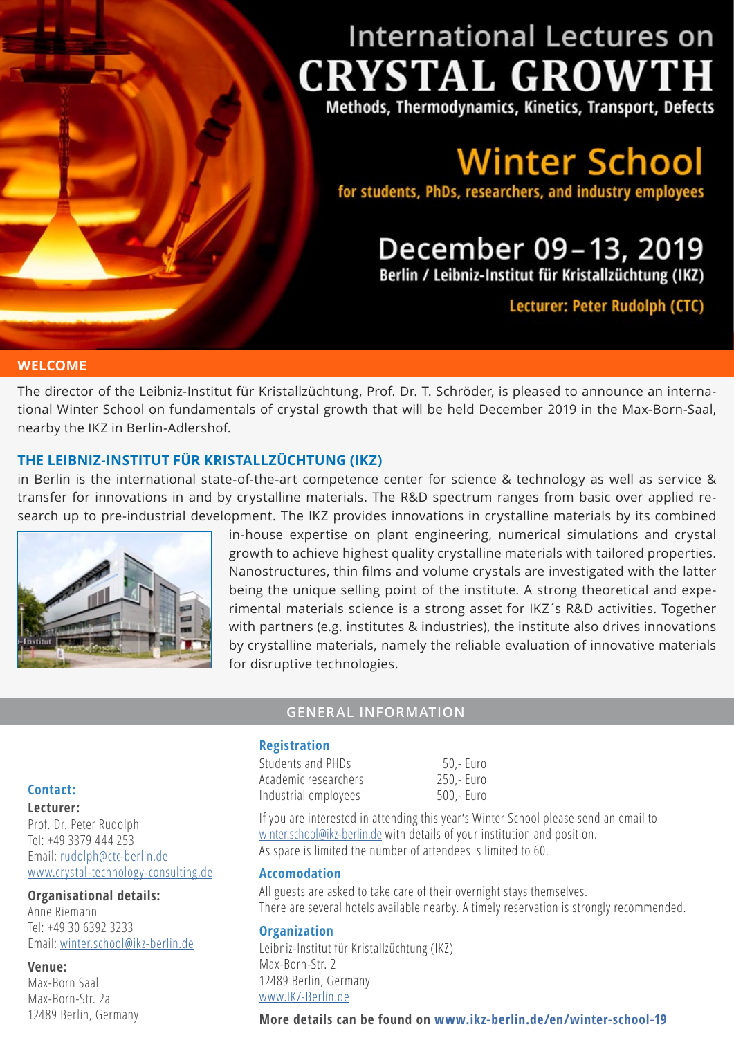# International Lectures on CRYSTAL GROWTH

**Methods, Thermodynamics, Kinetics, Transport, Defects**

## Winter School

**for students, PhDs, researchers, and industry employees**

## December 09–13, 2019

**Berlin / Leibniz-Institut für Kristallzüchtung (IKZ)**

**Lecturer: Peter Rudolph (CTC)**

## WELCOME

The director of the Leibniz-Institut für Kristallzüchtung, Prof. Dr. T. Schröder, is pleased to announce an international Winter School on fundamentals of crystal growth that will be held December 2019 in the Max-Born-Saal, nearby the IKZ in Berlin-Adlershof.

## THE LEIBNIZ-INSTITUT FÜR KRISTALLZÜCHTUNG (IKZ)

in Berlin is the international state-of-the-art competence center for science & technology as well as service & transfer for innovations in and by crystalline materials. The R&D spectrum ranges from basic over applied research up to pre-industrial development. The IKZ provides innovations in crystalline materials by its combined in-house expertise on plant engineering, numerical simulations and crystal growth to achieve highest quality crystalline materials with tailored properties. Nanostructures, thin films and volume crystals are investigated with the latter being the unique selling point of the institute. A strong theoretical and experimental materials science is a strong asset for IKZ´s R&D activities. Together with partners (e.g. institutes & industries), the institute also drives innovations by crystalline materials, namely the reliable evaluation of innovative materials for disruptive technologies.

## GENERAL INFORMATION

### Registration

| | |
|---|---|
| Students and PHDs | 50,- Euro |
| Academic researchers | 250,- Euro |
| Industrial employees | 500,- Euro |

If you are interested in attending this year's Winter School please send an email to winter.school@ikz-berlin.de with details of your institution and position.
As space is limited the number of attendees is limited to 60.

### Accomodation

All guests are asked to take care of their overnight stays themselves.
There are several hotels available nearby. A timely reservation is strongly recommended.

### Organization

Leibniz-Institut für Kristallzüchtung (IKZ)
Max-Born-Str. 2
12489 Berlin, Germany
www.IKZ-Berlin.de

### Contact:

**Lecturer:**
Prof. Dr. Peter Rudolph
Tel: +49 3379 444 253
Email: rudolph@ctc-berlin.de
www.crystal-technology-consulting.de

**Organisational details:**
Anne Riemann
Tel: +49 30 6392 3233
Email: winter.school@ikz-berlin.de

**Venue:**
Max-Born Saal
Max-Born-Str. 2a
12489 Berlin, Germany

**More details can be found on www.ikz-berlin.de/en/winter-school-19**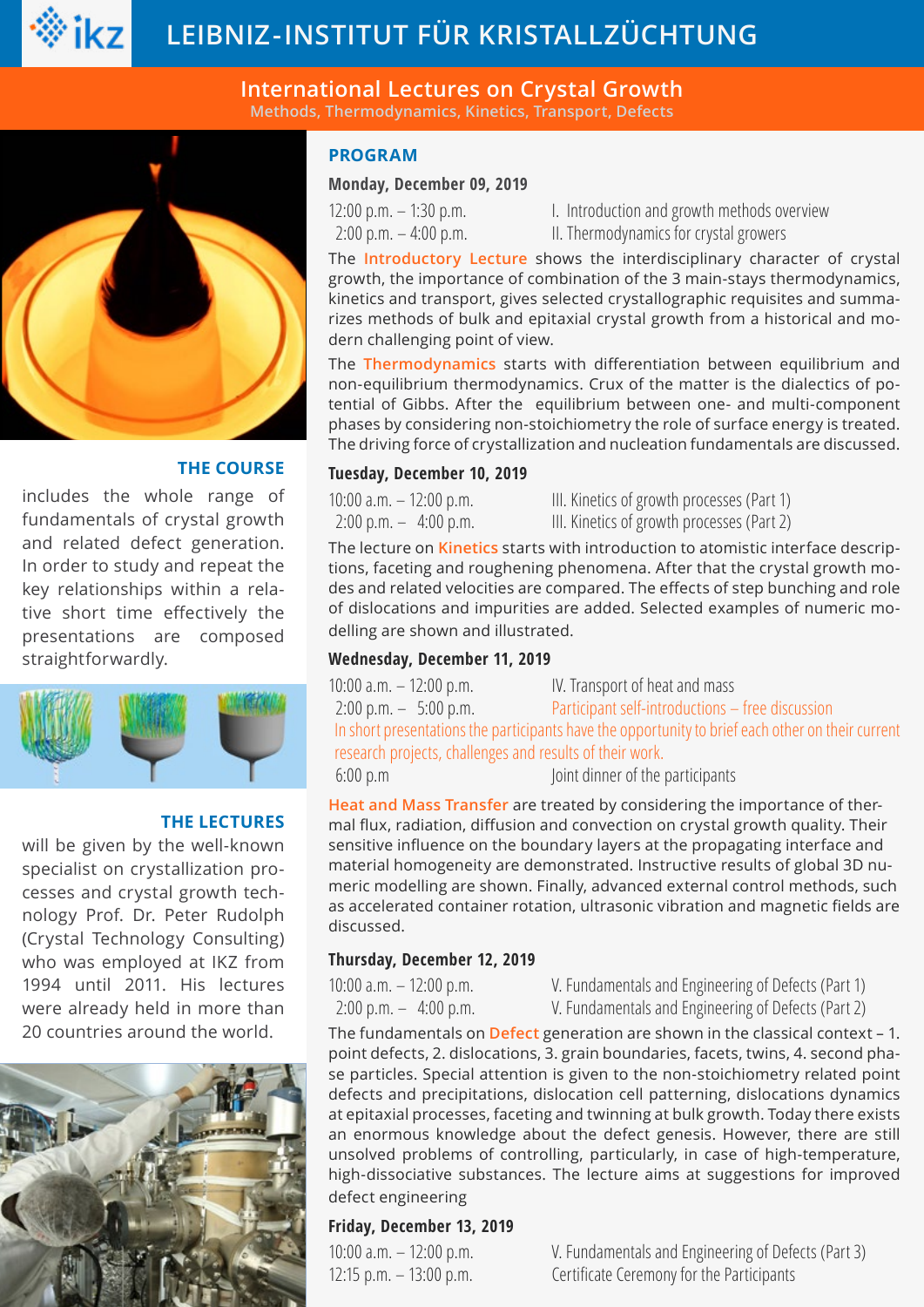# LEIBNIZ-INSTITUT FÜR KRISTALLZÜCHTUNG

## International Lectures on Crystal Growth

Methods, Thermodynamics, Kinetics, Transport, Defects

### THE COURSE

includes the whole range of fundamentals of crystal growth and related defect generation. In order to study and repeat the key relationships within a relative short time effectively the presentations are composed straightforwardly.

### THE LECTURES

will be given by the well-known specialist on crystallization processes and crystal growth technology Prof. Dr. Peter Rudolph (Crystal Technology Consulting) who was employed at IKZ from 1994 until 2011. His lectures were already held in more than 20 countries around the world.

## PROGRAM

**Monday, December 09, 2019**

| | |
|---|---|
| 12:00 p.m. – 1:30 p.m. | I. Introduction and growth methods overview |
| 2:00 p.m. – 4:00 p.m. | II. Thermodynamics for crystal growers |

The **Introductory Lecture** shows the interdisciplinary character of crystal growth, the importance of combination of the 3 main-stays thermodynamics, kinetics and transport, gives selected crystallographic requisites and summarizes methods of bulk and epitaxial crystal growth from a historical and modern challenging point of view.

The **Thermodynamics** starts with differentiation between equilibrium and non-equilibrium thermodynamics. Crux of the matter is the dialectics of potential of Gibbs. After the equilibrium between one- and multi-component phases by considering non-stoichiometry the role of surface energy is treated. The driving force of crystallization and nucleation fundamentals are discussed.

**Tuesday, December 10, 2019**

| | |
|---|---|
| 10:00 a.m. – 12:00 p.m. | III. Kinetics of growth processes (Part 1) |
| 2:00 p.m. – 4:00 p.m. | III. Kinetics of growth processes (Part 2) |

The lecture on **Kinetics** starts with introduction to atomistic interface descriptions, faceting and roughening phenomena. After that the crystal growth modes and related velocities are compared. The effects of step bunching and role of dislocations and impurities are added. Selected examples of numeric modelling are shown and illustrated.

**Wednesday, December 11, 2019**

| | |
|---|---|
| 10:00 a.m. – 12:00 p.m. | IV. Transport of heat and mass |
| 2:00 p.m. – 5:00 p.m. | Participant self-introductions – free discussion |

In short presentations the participants have the opportunity to brief each other on their current research projects, challenges and results of their work.

| | |
|---|---|
| 6:00 p.m | Joint dinner of the participants |

**Heat and Mass Transfer** are treated by considering the importance of thermal flux, radiation, diffusion and convection on crystal growth quality. Their sensitive influence on the boundary layers at the propagating interface and material homogeneity are demonstrated. Instructive results of global 3D numeric modelling are shown. Finally, advanced external control methods, such as accelerated container rotation, ultrasonic vibration and magnetic fields are discussed.

**Thursday, December 12, 2019**

| | |
|---|---|
| 10:00 a.m. – 12:00 p.m. | V. Fundamentals and Engineering of Defects (Part 1) |
| 2:00 p.m. – 4:00 p.m. | V. Fundamentals and Engineering of Defects (Part 2) |

The fundamentals on **Defect** generation are shown in the classical context – 1. point defects, 2. dislocations, 3. grain boundaries, facets, twins, 4. second phase particles. Special attention is given to the non-stoichiometry related point defects and precipitations, dislocation cell patterning, dislocations dynamics at epitaxial processes, faceting and twinning at bulk growth. Today there exists an enormous knowledge about the defect genesis. However, there are still unsolved problems of controlling, particularly, in case of high-temperature, high-dissociative substances. The lecture aims at suggestions for improved defect engineering

**Friday, December 13, 2019**

| | |
|---|---|
| 10:00 a.m. – 12:00 p.m. | V. Fundamentals and Engineering of Defects (Part 3) |
| 12:15 p.m. – 13:00 p.m. | Certificate Ceremony for the Participants |